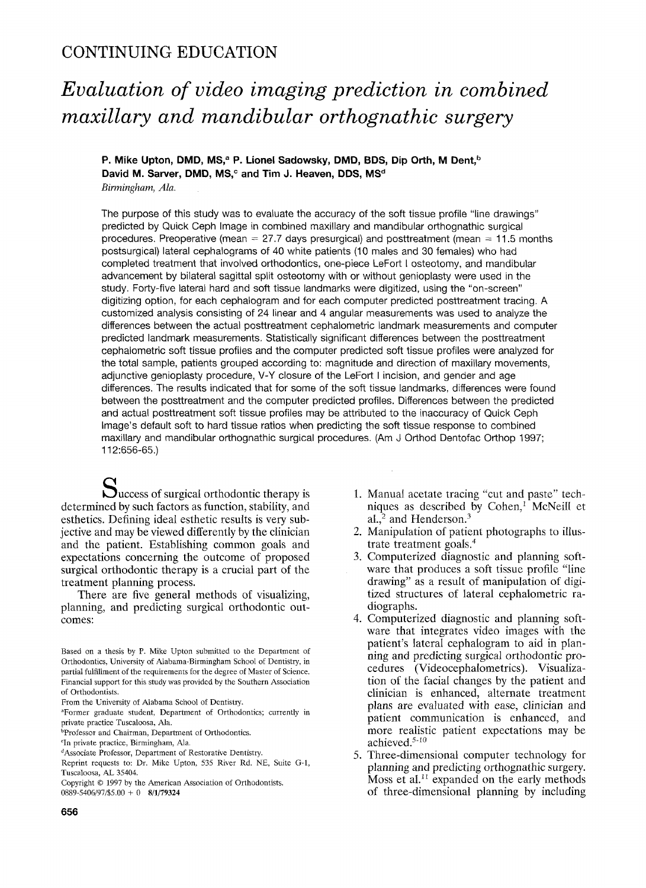CONTINUING EDUCATION

# *Evaluation of video imaging prediction in combined maxillary and mandibular orthognathic surgery*

**P. Mike Upton, DMD, MS,[a] P. Lionel Sadowsky, DMD, BDS, Dip Orth, M Dent,[b] David M. Sarver, DMD, MS,[c] and Tim J. Heaven, DDS, MS[d]**
*Birmingham, Ala.*

The purpose of this study was to evaluate the accuracy of the soft tissue profile "line drawings" predicted by Quick Ceph Image in combined maxillary and mandibular orthognathic surgical procedures. Preoperative (mean = 27.7 days presurgical) and posttreatment (mean = 11.5 months postsurgical) lateral cephalograms of 40 white patients (10 males and 30 females) who had completed treatment that involved orthodontics, one-piece LeFort I osteotomy, and mandibular advancement by bilateral sagittal split osteotomy with or without genioplasty were used in the study. Forty-five lateral hard and soft tissue landmarks were digitized, using the "on-screen" digitizing option, for each cephalogram and for each computer predicted posttreatment tracing. A customized analysis consisting of 24 linear and 4 angular measurements was used to analyze the differences between the actual posttreatment cephalometric landmark measurements and computer predicted landmark measurements. Statistically significant differences between the posttreatment cephalometric soft tissue profiles and the computer predicted soft tissue profiles were analyzed for the total sample, patients grouped according to: magnitude and direction of maxillary movements, adjunctive genioplasty procedure, V-Y closure of the LeFort I incision, and gender and age differences. The results indicated that for some of the soft tissue landmarks, differences were found between the posttreatment and the computer predicted profiles. Differences between the predicted and actual posttreatment soft tissue profiles may be attributed to the inaccuracy of Quick Ceph Image's default soft to hard tissue ratios when predicting the soft tissue response to combined maxillary and mandibular orthognathic surgical procedures. (Am J Orthod Dentofac Orthop 1997; 112:656-65.)

Success of surgical orthodontic therapy is determined by such factors as function, stability, and esthetics. Defining ideal esthetic results is very subjective and may be viewed differently by the clinician and the patient. Establishing common goals and expectations concerning the outcome of proposed surgical orthodontic therapy is a crucial part of the treatment planning process.

There are five general methods of visualizing, planning, and predicting surgical orthodontic outcomes:

1. Manual acetate tracing "cut and paste" techniques as described by Cohen,[1] McNeill et al.,[2] and Henderson.[3]
2. Manipulation of patient photographs to illustrate treatment goals.[4]
3. Computerized diagnostic and planning software that produces a soft tissue profile "line drawing" as a result of manipulation of digitized structures of lateral cephalometric radiographs.
4. Computerized diagnostic and planning software that integrates video images with the patient's lateral cephalogram to aid in planning and predicting surgical orthodontic procedures (Videocephalometrics). Visualization of the facial changes by the patient and clinician is enhanced, alternate treatment plans are evaluated with ease, clinician and patient communication is enhanced, and more realistic patient expectations may be achieved.[5-10]
5. Three-dimensional computer technology for planning and predicting orthognathic surgery. Moss et al.[11] expanded on the early methods of three-dimensional planning by including

Based on a thesis by P. Mike Upton submitted to the Department of Orthodontics, University of Alabama-Birmingham School of Dentistry, in partial fulfillment of the requirements for the degree of Master of Science. Financial support for this study was provided by the Southern Association of Orthodontists.

From the University of Alabama School of Dentistry.

[a]Former graduate student, Department of Orthodontics; currently in private practice Tuscaloosa, Ala.

[b]Professor and Chairman, Department of Orthodontics.

[c]In private practice, Birmingham, Ala.

[d]Associate Professor, Department of Restorative Dentistry.

Reprint requests to: Dr. Mike Upton, 535 River Rd. NE, Suite G-1, Tuscaloosa, AL 35404.

Copyright © 1997 by the American Association of Orthodontists.
0889-5406/97/$5.00 + 0 **8/1/79324**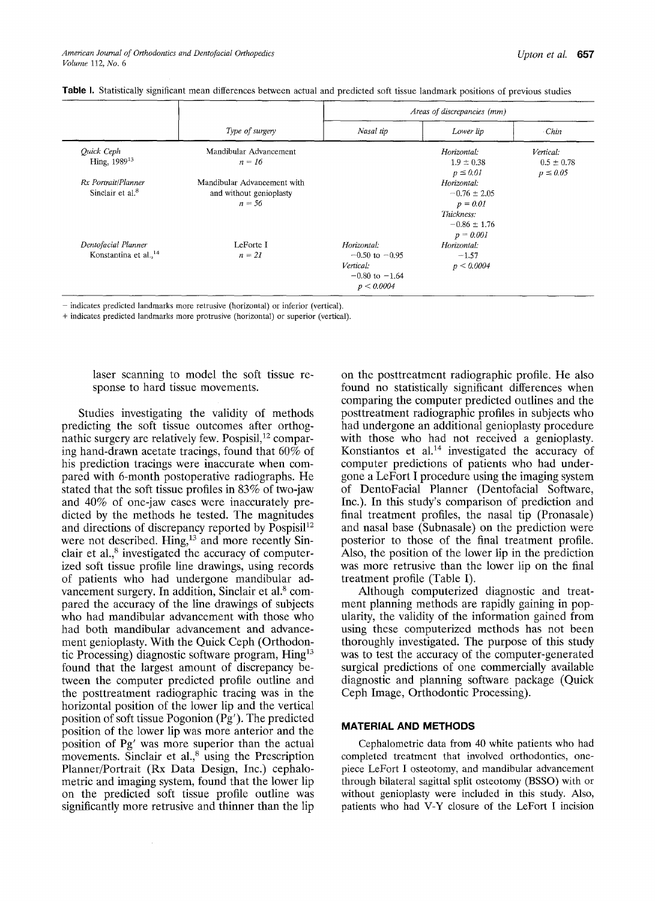**Table I.** Statistically significant mean differences between actual and predicted soft tissue landmark positions of previous studies

| | Type of surgery | Areas of discrepancies (mm) | | |
|---|---|---|---|---|
| | | Nasal tip | Lower lip | Chin |
| *Quick Ceph* Hing, 1989[13] | Mandibular Advancement $n = 16$ | | *Horizontal:* $1.9 \pm 0.38$ $p \leq 0.01$ | *Vertical:* $0.5 \pm 0.78$ $p \leq 0.05$ |
| *Rx Portrait/Planner* Sinclair et al.[8] | Mandibular Advancement with and without genioplasty $n = 56$ | | *Horizontal:* $-0.76 \pm 2.05$ $p = 0.01$ *Thickness:* $-0.86 \pm 1.76$ $p = 0.001$ | |
| *Dentofacial Planner* Konstantina et al.,[14] | LeForte I $n = 21$ | *Horizontal:* $-0.50$ to $-0.95$ *Vertical:* $-0.80$ to $-1.64$ $p < 0.0004$ | *Horizontal:* $-1.57$ $p < 0.0004$ | |

− indicates predicted landmarks more retrusive (horizontal) or inferior (vertical).
+ indicates predicted landmarks more protrusive (horizontal) or superior (vertical).

laser scanning to model the soft tissue response to hard tissue movements.

Studies investigating the validity of methods predicting the soft tissue outcomes after orthognathic surgery are relatively few. Pospisil,[12] comparing hand-drawn acetate tracings, found that 60% of his prediction tracings were inaccurate when compared with 6-month postoperative radiographs. He stated that the soft tissue profiles in 83% of two-jaw and 40% of one-jaw cases were inaccurately predicted by the methods he tested. The magnitudes and directions of discrepancy reported by Pospisil[12] were not described. Hing,[13] and more recently Sinclair et al.,[8] investigated the accuracy of computerized soft tissue profile line drawings, using records of patients who had undergone mandibular advancement surgery. In addition, Sinclair et al.[8] compared the accuracy of the line drawings of subjects who had mandibular advancement with those who had both mandibular advancement and advancement genioplasty. With the Quick Ceph (Orthodontic Processing) diagnostic software program, Hing[13] found that the largest amount of discrepancy between the computer predicted profile outline and the posttreatment radiographic tracing was in the horizontal position of the lower lip and the vertical position of soft tissue Pogonion (Pg′). The predicted position of the lower lip was more anterior and the position of Pg′ was more superior than the actual movements. Sinclair et al.,[8] using the Prescription Planner/Portrait (Rx Data Design, Inc.) cephalometric and imaging system, found that the lower lip on the predicted soft tissue profile outline was significantly more retrusive and thinner than the lip on the posttreatment radiographic profile. He also found no statistically significant differences when comparing the computer predicted outlines and the posttreatment radiographic profiles in subjects who had undergone an additional genioplasty procedure with those who had not received a genioplasty. Konstiantos et al.[14] investigated the accuracy of computer predictions of patients who had undergone a LeFort I procedure using the imaging system of DentoFacial Planner (Dentofacial Software, Inc.). In this study's comparison of prediction and final treatment profiles, the nasal tip (Pronasale) and nasal base (Subnasale) on the prediction were posterior to those of the final treatment profile. Also, the position of the lower lip in the prediction was more retrusive than the lower lip on the final treatment profile (Table I).

Although computerized diagnostic and treatment planning methods are rapidly gaining in popularity, the validity of the information gained from using these computerized methods has not been thoroughly investigated. The purpose of this study was to test the accuracy of the computer-generated surgical predictions of one commercially available diagnostic and planning software package (Quick Ceph Image, Orthodontic Processing).

## MATERIAL AND METHODS

Cephalometric data from 40 white patients who had completed treatment that involved orthodontics, one-piece LeFort I osteotomy, and mandibular advancement through bilateral sagittal split osteotomy (BSSO) with or without genioplasty were included in this study. Also, patients who had V-Y closure of the LeFort I incision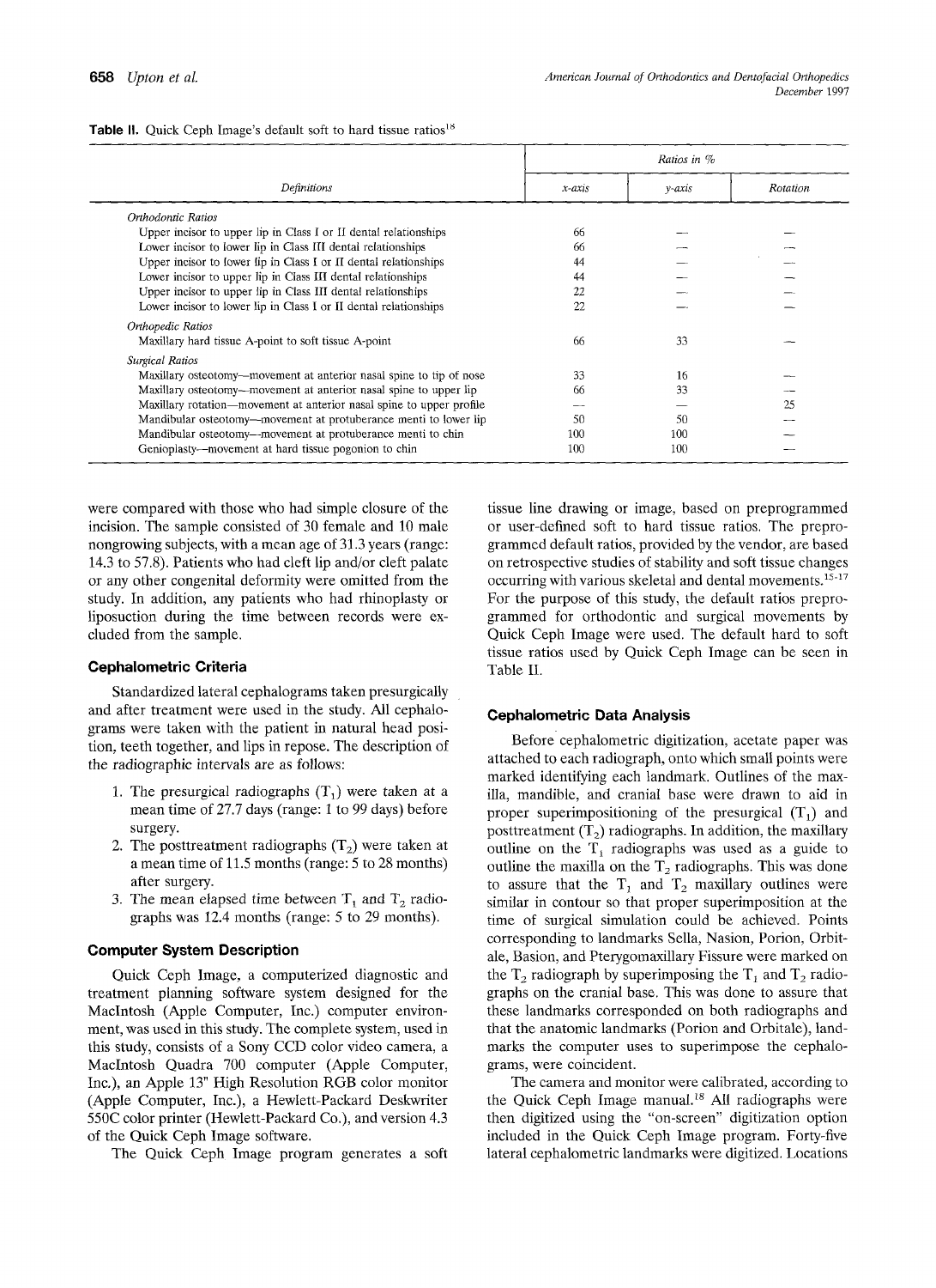**Table II.** Quick Ceph Image's default soft to hard tissue ratios[18]

| Definitions | Ratios in % | | |
|---|---|---|---|
| | *x-axis* | *y-axis* | *Rotation* |
| *Orthodontic Ratios* | | | |
| Upper incisor to upper lip in Class I or II dental relationships | 66 | — | — |
| Lower incisor to lower lip in Class III dental relationships | 66 | — | — |
| Upper incisor to lower lip in Class I or II dental relationships | 44 | — | — |
| Lower incisor to upper lip in Class III dental relationships | 44 | — | — |
| Upper incisor to upper lip in Class III dental relationships | 22 | — | — |
| Lower incisor to lower lip in Class I or II dental relationships | 22 | — | — |
| *Orthopedic Ratios* | | | |
| Maxillary hard tissue A-point to soft tissue A-point | 66 | 33 | — |
| *Surgical Ratios* | | | |
| Maxillary osteotomy—movement at anterior nasal spine to tip of nose | 33 | 16 | — |
| Maxillary osteotomy—movement at anterior nasal spine to upper lip | 66 | 33 | — |
| Maxillary rotation—movement at anterior nasal spine to upper profile | — | — | 25 |
| Mandibular osteotomy—movement at protuberance menti to lower lip | 50 | 50 | — |
| Mandibular osteotomy—movement at protuberance menti to chin | 100 | 100 | — |
| Genioplasty—movement at hard tissue pogonion to chin | 100 | 100 | — |

were compared with those who had simple closure of the incision. The sample consisted of 30 female and 10 male nongrowing subjects, with a mean age of 31.3 years (range: 14.3 to 57.8). Patients who had cleft lip and/or cleft palate or any other congenital deformity were omitted from the study. In addition, any patients who had rhinoplasty or liposuction during the time between records were excluded from the sample.

### Cephalometric Criteria

Standardized lateral cephalograms taken presurgically and after treatment were used in the study. All cephalograms were taken with the patient in natural head position, teeth together, and lips in repose. The description of the radiographic intervals are as follows:

1. The presurgical radiographs ($T_1$) were taken at a mean time of 27.7 days (range: 1 to 99 days) before surgery.
2. The posttreatment radiographs ($T_2$) were taken at a mean time of 11.5 months (range: 5 to 28 months) after surgery.
3. The mean elapsed time between $T_1$ and $T_2$ radiographs was 12.4 months (range: 5 to 29 months).

### Computer System Description

Quick Ceph Image, a computerized diagnostic and treatment planning software system designed for the MacIntosh (Apple Computer, Inc.) computer environment, was used in this study. The complete system, used in this study, consists of a Sony CCD color video camera, a MacIntosh Quadra 700 computer (Apple Computer, Inc.), an Apple 13" High Resolution RGB color monitor (Apple Computer, Inc.), a Hewlett-Packard Deskwriter 550C color printer (Hewlett-Packard Co.), and version 4.3 of the Quick Ceph Image software.

The Quick Ceph Image program generates a soft tissue line drawing or image, based on preprogrammed or user-defined soft to hard tissue ratios. The preprogrammed default ratios, provided by the vendor, are based on retrospective studies of stability and soft tissue changes occurring with various skeletal and dental movements.[15-17] For the purpose of this study, the default ratios preprogrammed for orthodontic and surgical movements by Quick Ceph Image were used. The default hard to soft tissue ratios used by Quick Ceph Image can be seen in Table II.

### Cephalometric Data Analysis

Before cephalometric digitization, acetate paper was attached to each radiograph, onto which small points were marked identifying each landmark. Outlines of the maxilla, mandible, and cranial base were drawn to aid in proper superimpositioning of the presurgical ($T_1$) and posttreatment ($T_2$) radiographs. In addition, the maxillary outline on the $T_1$ radiographs was used as a guide to outline the maxilla on the $T_2$ radiographs. This was done to assure that the $T_1$ and $T_2$ maxillary outlines were similar in contour so that proper superimposition at the time of surgical simulation could be achieved. Points corresponding to landmarks Sella, Nasion, Porion, Orbitale, Basion, and Pterygomaxillary Fissure were marked on the $T_2$ radiograph by superimposing the $T_1$ and $T_2$ radiographs on the cranial base. This was done to assure that these landmarks corresponded on both radiographs and that the anatomic landmarks (Porion and Orbitale), landmarks the computer uses to superimpose the cephalograms, were coincident.

The camera and monitor were calibrated, according to the Quick Ceph Image manual.[18] All radiographs were then digitized using the "on-screen" digitization option included in the Quick Ceph Image program. Forty-five lateral cephalometric landmarks were digitized. Locations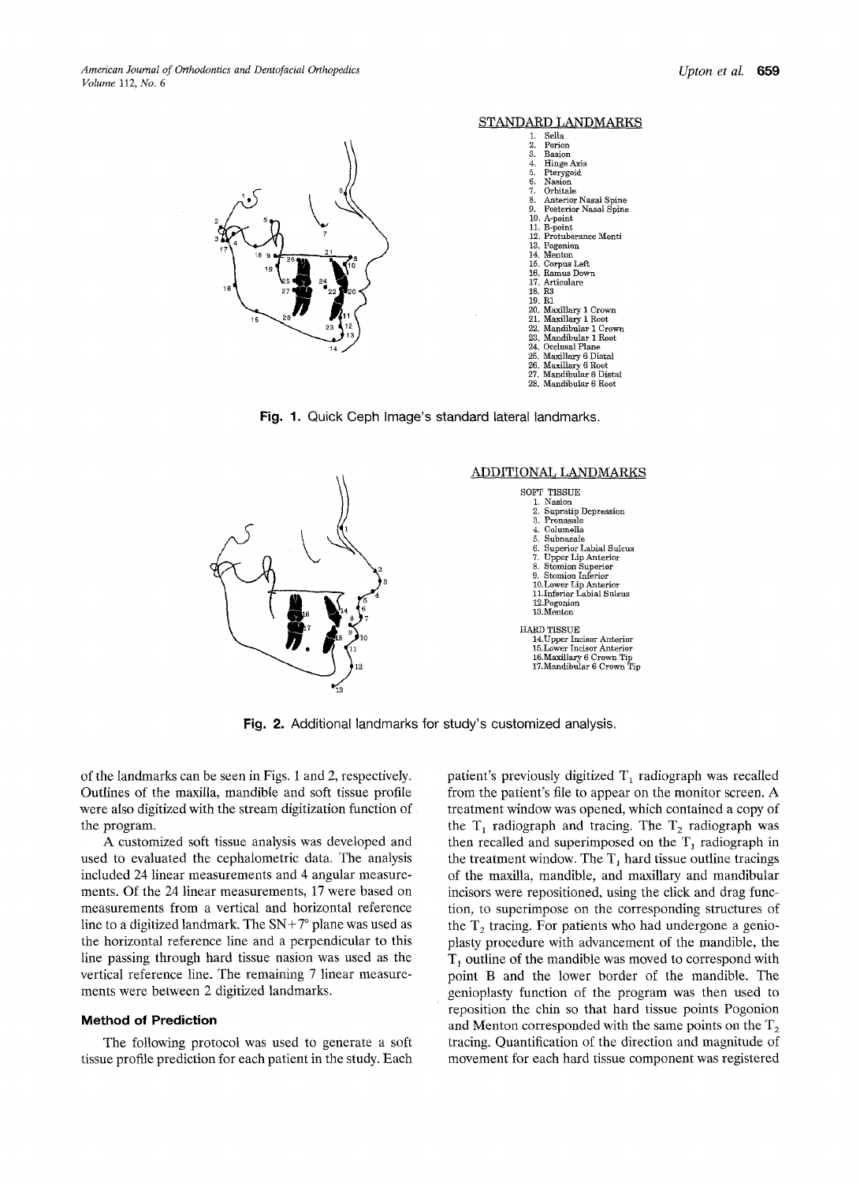STANDARD LANDMARKS

1. Sella
2. Porion
3. Basion
4. Hinge Axis
5. Pterygoid
6. Nasion
7. Orbitale
8. Anterior Nasal Spine
9. Posterior Nasal Spine
10. A-point
11. B-point
12. Protuberance Menti
13. Pogonion
14. Menton
15. Corpus Left
16. Ramus Down
17. Articulare
18. R3
19. R1
20. Maxillary 1 Crown
21. Maxillary 1 Root
22. Mandibular 1 Crown
23. Mandibular 1 Root
24. Occlusal Plane
25. Maxillary 6 Distal
26. Maxillary 6 Root
27. Mandibular 6 Distal
28. Mandibular 6 Root

**Fig. 1.** Quick Ceph Image's standard lateral landmarks.

ADDITIONAL LANDMARKS

SOFT TISSUE
1. Nasion
2. Supratip Depression
3. Pronasale
4. Columella
5. Subnasale
6. Superior Labial Sulcus
7. Upper Lip Anterior
8. Stomion Superior
9. Stomion Inferior
10. Lower Lip Anterior
11. Inferior Labial Sulcus
12. Pogonion
13. Menton

HARD TISSUE
14. Upper Incisor Anterior
15. Lower Incisor Anterior
16. Maxillary 6 Crown Tip
17. Mandibular 6 Crown Tip

**Fig. 2.** Additional landmarks for study's customized analysis.

of the landmarks can be seen in Figs. 1 and 2, respectively. Outlines of the maxilla, mandible and soft tissue profile were also digitized with the stream digitization function of the program.

A customized soft tissue analysis was developed and used to evaluated the cephalometric data. The analysis included 24 linear measurements and 4 angular measurements. Of the 24 linear measurements, 17 were based on measurements from a vertical and horizontal reference line to a digitized landmark. The SN+7° plane was used as the horizontal reference line and a perpendicular to this line passing through hard tissue nasion was used as the vertical reference line. The remaining 7 linear measurements were between 2 digitized landmarks.

### Method of Prediction

The following protocol was used to generate a soft tissue profile prediction for each patient in the study. Each patient's previously digitized $T_1$ radiograph was recalled from the patient's file to appear on the monitor screen. A treatment window was opened, which contained a copy of the $T_1$ radiograph and tracing. The $T_2$ radiograph was then recalled and superimposed on the $T_1$ radiograph in the treatment window. The $T_1$ hard tissue outline tracings of the maxilla, mandible, and maxillary and mandibular incisors were repositioned, using the click and drag function, to superimpose on the corresponding structures of the $T_2$ tracing. For patients who had undergone a genioplasty procedure with advancement of the mandible, the $T_1$ outline of the mandible was moved to correspond with point B and the lower border of the mandible. The genioplasty function of the program was then used to reposition the chin so that hard tissue points Pogonion and Menton corresponded with the same points on the $T_2$ tracing. Quantification of the direction and magnitude of movement for each hard tissue component was registered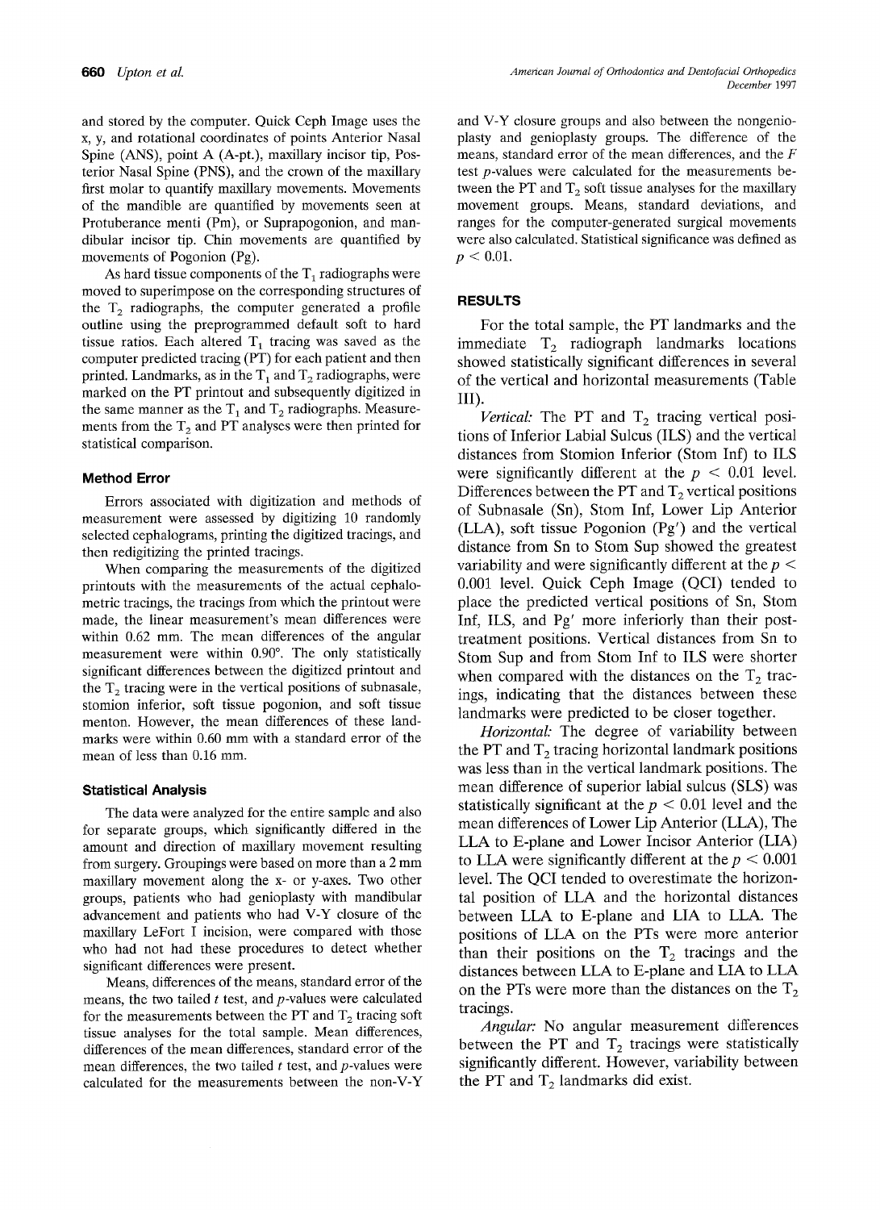and stored by the computer. Quick Ceph Image uses the x, y, and rotational coordinates of points Anterior Nasal Spine (ANS), point A (A-pt.), maxillary incisor tip, Posterior Nasal Spine (PNS), and the crown of the maxillary first molar to quantify maxillary movements. Movements of the mandible are quantified by movements seen at Protuberance menti (Pm), or Suprapogonion, and mandibular incisor tip. Chin movements are quantified by movements of Pogonion (Pg).

As hard tissue components of the $T_1$ radiographs were moved to superimpose on the corresponding structures of the $T_2$ radiographs, the computer generated a profile outline using the preprogrammed default soft to hard tissue ratios. Each altered $T_1$ tracing was saved as the computer predicted tracing (PT) for each patient and then printed. Landmarks, as in the $T_1$ and $T_2$ radiographs, were marked on the PT printout and subsequently digitized in the same manner as the $T_1$ and $T_2$ radiographs. Measurements from the $T_2$ and PT analyses were then printed for statistical comparison.

### Method Error

Errors associated with digitization and methods of measurement were assessed by digitizing 10 randomly selected cephalograms, printing the digitized tracings, and then redigitizing the printed tracings.

When comparing the measurements of the digitized printouts with the measurements of the actual cephalometric tracings, the tracings from which the printout were made, the linear measurement's mean differences were within 0.62 mm. The mean differences of the angular measurement were within 0.90°. The only statistically significant differences between the digitized printout and the $T_2$ tracing were in the vertical positions of subnasale, stomion inferior, soft tissue pogonion, and soft tissue menton. However, the mean differences of these landmarks were within 0.60 mm with a standard error of the mean of less than 0.16 mm.

### Statistical Analysis

The data were analyzed for the entire sample and also for separate groups, which significantly differed in the amount and direction of maxillary movement resulting from surgery. Groupings were based on more than a 2 mm maxillary movement along the x- or y-axes. Two other groups, patients who had genioplasty with mandibular advancement and patients who had V-Y closure of the maxillary LeFort I incision, were compared with those who had not had these procedures to detect whether significant differences were present.

Means, differences of the means, standard error of the means, the two tailed $t$ test, and $p$-values were calculated for the measurements between the PT and $T_2$ tracing soft tissue analyses for the total sample. Mean differences, differences of the mean differences, standard error of the mean differences, the two tailed $t$ test, and $p$-values were calculated for the measurements between the non-V-Y and V-Y closure groups and also between the nongenioplasty and genioplasty groups. The difference of the means, standard error of the mean differences, and the $F$ test $p$-values were calculated for the measurements between the PT and $T_2$ soft tissue analyses for the maxillary movement groups. Means, standard deviations, and ranges for the computer-generated surgical movements were also calculated. Statistical significance was defined as $p < 0.01$.

## RESULTS

For the total sample, the PT landmarks and the immediate $T_2$ radiograph landmarks locations showed statistically significant differences in several of the vertical and horizontal measurements (Table III).

*Vertical:* The PT and $T_2$ tracing vertical positions of Inferior Labial Sulcus (ILS) and the vertical distances from Stomion Inferior (Stom Inf) to ILS were significantly different at the $p < 0.01$ level. Differences between the PT and $T_2$ vertical positions of Subnasale (Sn), Stom Inf, Lower Lip Anterior (LLA), soft tissue Pogonion (Pg′) and the vertical distance from Sn to Stom Sup showed the greatest variability and were significantly different at the $p < 0.001$ level. Quick Ceph Image (QCI) tended to place the predicted vertical positions of Sn, Stom Inf, ILS, and Pg′ more inferiorly than their post-treatment positions. Vertical distances from Sn to Stom Sup and from Stom Inf to ILS were shorter when compared with the distances on the $T_2$ tracings, indicating that the distances between these landmarks were predicted to be closer together.

*Horizontal:* The degree of variability between the PT and $T_2$ tracing horizontal landmark positions was less than in the vertical landmark positions. The mean difference of superior labial sulcus (SLS) was statistically significant at the $p < 0.01$ level and the mean differences of Lower Lip Anterior (LLA), The LLA to E-plane and Lower Incisor Anterior (LIA) to LLA were significantly different at the $p < 0.001$ level. The QCI tended to overestimate the horizontal position of LLA and the horizontal distances between LLA to E-plane and LIA to LLA. The positions of LLA on the PTs were more anterior than their positions on the $T_2$ tracings and the distances between LLA to E-plane and LIA to LLA on the PTs were more than the distances on the $T_2$ tracings.

*Angular:* No angular measurement differences between the PT and $T_2$ tracings were statistically significantly different. However, variability between the PT and $T_2$ landmarks did exist.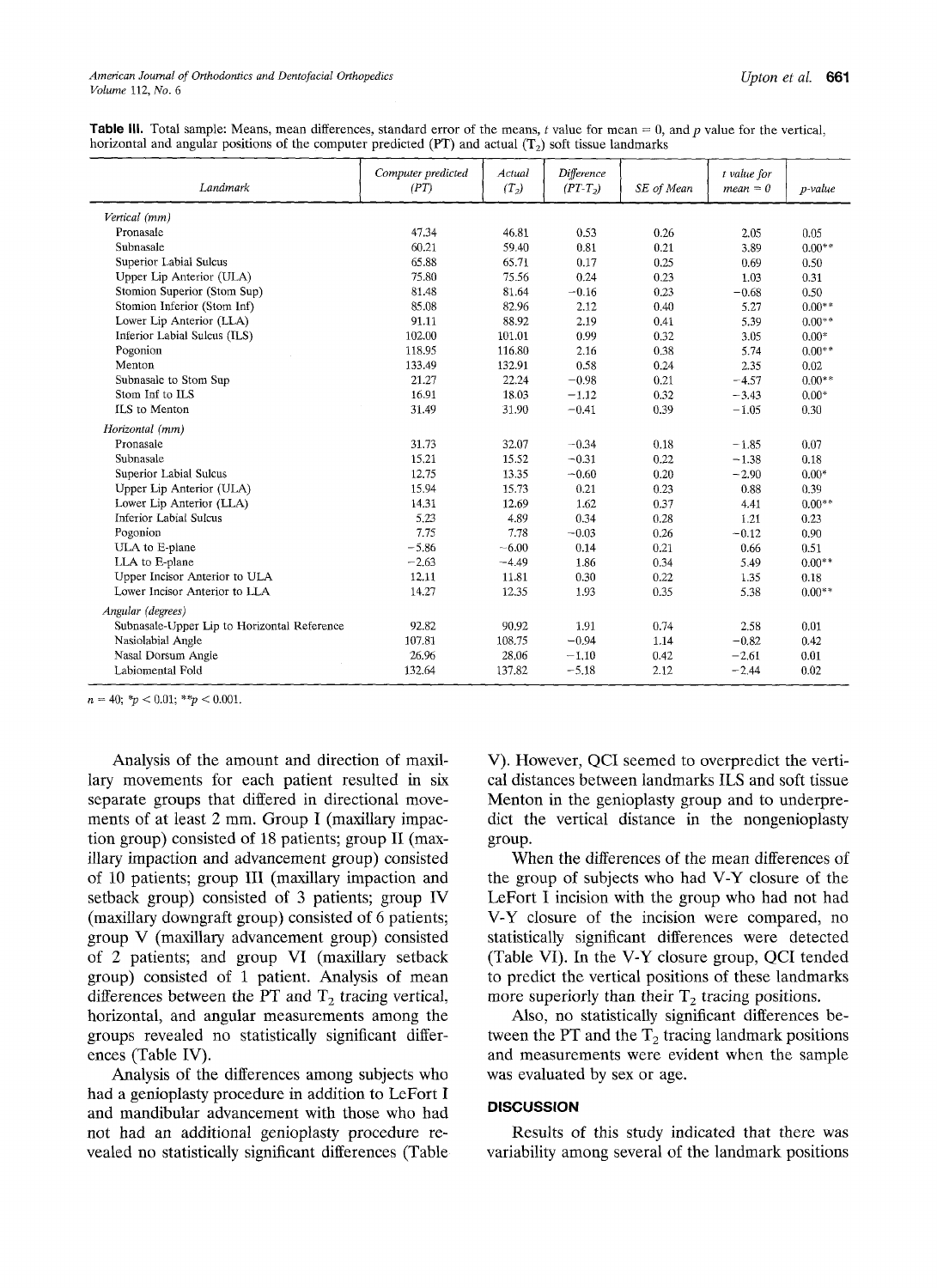**Table III.** Total sample: Means, mean differences, standard error of the means, *t* value for mean = 0, and *p* value for the vertical, horizontal and angular positions of the computer predicted (PT) and actual ($T_2$) soft tissue landmarks

| Landmark | Computer predicted (PT) | Actual ($T_2$) | Difference ($PT-T_2$) | SE of Mean | t value for mean = 0 | p-value |
|---|---|---|---|---|---|---|
| *Vertical (mm)* | | | | | | |
| Pronasale | 47.34 | 46.81 | 0.53 | 0.26 | 2.05 | 0.05 |
| Subnasale | 60.21 | 59.40 | 0.81 | 0.21 | 3.89 | 0.00** |
| Superior Labial Sulcus | 65.88 | 65.71 | 0.17 | 0.25 | 0.69 | 0.50 |
| Upper Lip Anterior (ULA) | 75.80 | 75.56 | 0.24 | 0.23 | 1.03 | 0.31 |
| Stomion Superior (Stom Sup) | 81.48 | 81.64 | −0.16 | 0.23 | −0.68 | 0.50 |
| Stomion Inferior (Stom Inf) | 85.08 | 82.96 | 2.12 | 0.40 | 5.27 | 0.00** |
| Lower Lip Anterior (LLA) | 91.11 | 88.92 | 2.19 | 0.41 | 5.39 | 0.00** |
| Inferior Labial Sulcus (ILS) | 102.00 | 101.01 | 0.99 | 0.32 | 3.05 | 0.00* |
| Pogonion | 118.95 | 116.80 | 2.16 | 0.38 | 5.74 | 0.00** |
| Menton | 133.49 | 132.91 | 0.58 | 0.24 | 2.35 | 0.02 |
| Subnasale to Stom Sup | 21.27 | 22.24 | −0.98 | 0.21 | −4.57 | 0.00** |
| Stom Inf to ILS | 16.91 | 18.03 | −1.12 | 0.32 | −3.43 | 0.00* |
| ILS to Menton | 31.49 | 31.90 | −0.41 | 0.39 | −1.05 | 0.30 |
| *Horizontal (mm)* | | | | | | |
| Pronasale | 31.73 | 32.07 | −0.34 | 0.18 | −1.85 | 0.07 |
| Subnasale | 15.21 | 15.52 | −0.31 | 0.22 | −1.38 | 0.18 |
| Superior Labial Sulcus | 12.75 | 13.35 | −0.60 | 0.20 | −2.90 | 0.00* |
| Upper Lip Anterior (ULA) | 15.94 | 15.73 | 0.21 | 0.23 | 0.88 | 0.39 |
| Lower Lip Anterior (LLA) | 14.31 | 12.69 | 1.62 | 0.37 | 4.41 | 0.00** |
| Inferior Labial Sulcus | 5.23 | 4.89 | 0.34 | 0.28 | 1.21 | 0.23 |
| Pogonion | 7.75 | 7.78 | −0.03 | 0.26 | −0.12 | 0.90 |
| ULA to E-plane | −5.86 | −6.00 | 0.14 | 0.21 | 0.66 | 0.51 |
| LLA to E-plane | −2.63 | −4.49 | 1.86 | 0.34 | 5.49 | 0.00** |
| Upper Incisor Anterior to ULA | 12.11 | 11.81 | 0.30 | 0.22 | 1.35 | 0.18 |
| Lower Incisor Anterior to LLA | 14.27 | 12.35 | 1.93 | 0.35 | 5.38 | 0.00** |
| *Angular (degrees)* | | | | | | |
| Subnasale-Upper Lip to Horizontal Reference | 92.82 | 90.92 | 1.91 | 0.74 | 2.58 | 0.01 |
| Nasiolabial Angle | 107.81 | 108.75 | −0.94 | 1.14 | −0.82 | 0.42 |
| Nasal Dorsum Angle | 26.96 | 28.06 | −1.10 | 0.42 | −2.61 | 0.01 |
| Labiomental Fold | 132.64 | 137.82 | −5.18 | 2.12 | −2.44 | 0.02 |

$n = 40$; *$p < 0.01$; **$p < 0.001$.

Analysis of the amount and direction of maxillary movements for each patient resulted in six separate groups that differed in directional movements of at least 2 mm. Group I (maxillary impaction group) consisted of 18 patients; group II (maxillary impaction and advancement group) consisted of 10 patients; group III (maxillary impaction and setback group) consisted of 3 patients; group IV (maxillary downgraft group) consisted of 6 patients; group V (maxillary advancement group) consisted of 2 patients; and group VI (maxillary setback group) consisted of 1 patient. Analysis of mean differences between the PT and $T_2$ tracing vertical, horizontal, and angular measurements among the groups revealed no statistically significant differences (Table IV).

Analysis of the differences among subjects who had a genioplasty procedure in addition to LeFort I and mandibular advancement with those who had not had an additional genioplasty procedure revealed no statistically significant differences (Table V). However, QCI seemed to overpredict the vertical distances between landmarks ILS and soft tissue Menton in the genioplasty group and to underpredict the vertical distance in the nongenioplasty group.

When the differences of the mean differences of the group of subjects who had V-Y closure of the LeFort I incision with the group who had not had V-Y closure of the incision were compared, no statistically significant differences were detected (Table VI). In the V-Y closure group, QCI tended to predict the vertical positions of these landmarks more superiorly than their $T_2$ tracing positions.

Also, no statistically significant differences between the PT and the $T_2$ tracing landmark positions and measurements were evident when the sample was evaluated by sex or age.

## DISCUSSION

Results of this study indicated that there was variability among several of the landmark positions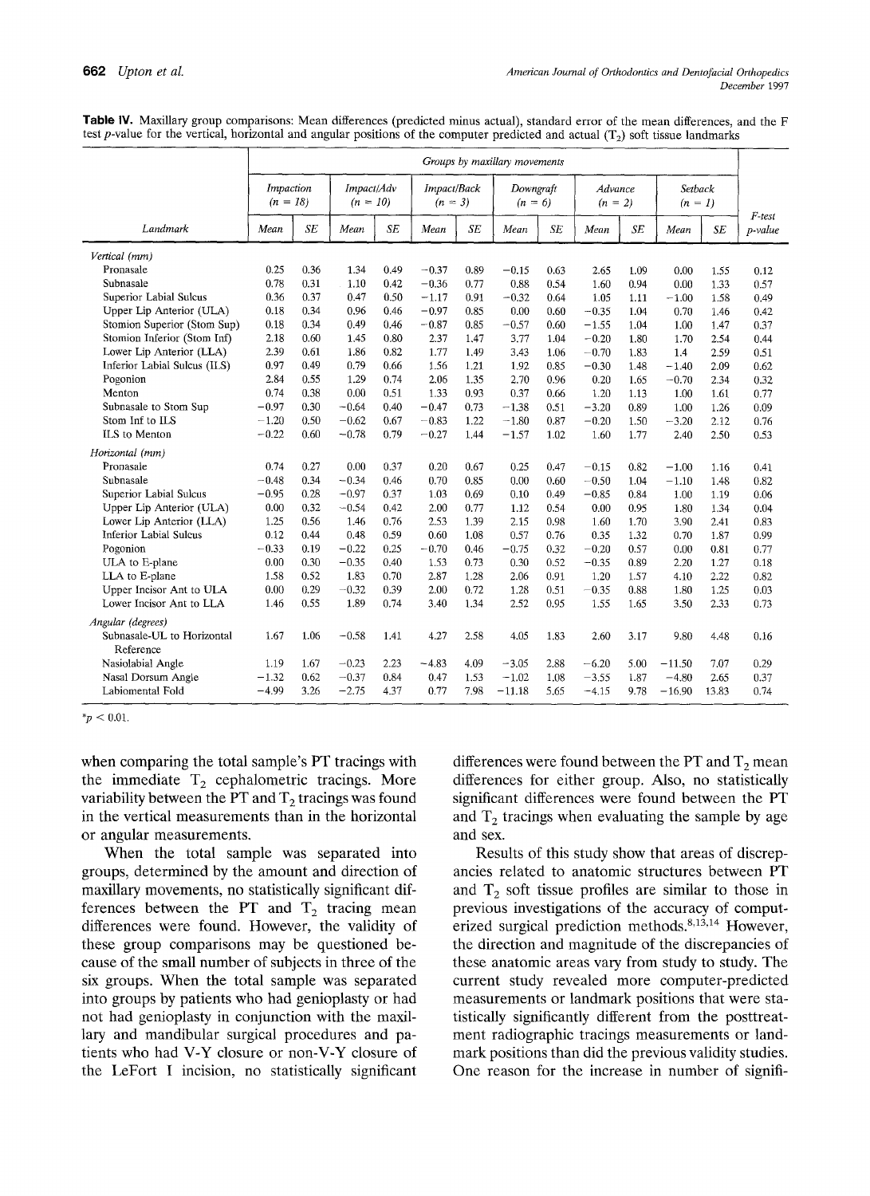**Table IV.** Maxillary group comparisons: Mean differences (predicted minus actual), standard error of the mean differences, and the F test *p*-value for the vertical, horizontal and angular positions of the computer predicted and actual ($T_2$) soft tissue landmarks

| | Groups by maxillary movements | | | | | | | | | | | | |
|---|---|---|---|---|---|---|---|---|---|---|---|---|---|
| | Impaction (n = 18) | | Impact/Adv (n = 10) | | Impact/Back (n = 3) | | Downgraft (n = 6) | | Advance (n = 2) | | Setback (n = 1) | | |
| Landmark | Mean | SE | Mean | SE | Mean | SE | Mean | SE | Mean | SE | Mean | SE | F-test p-value |
| *Vertical (mm)* | | | | | | | | | | | | | |
| Pronasale | 0.25 | 0.36 | 1.34 | 0.49 | −0.37 | 0.89 | −0.15 | 0.63 | 2.65 | 1.09 | 0.00 | 1.55 | 0.12 |
| Subnasale | 0.78 | 0.31 | 1.10 | 0.42 | −0.36 | 0.77 | 0.88 | 0.54 | 1.60 | 0.94 | 0.00 | 1.33 | 0.57 |
| Superior Labial Sulcus | 0.36 | 0.37 | 0.47 | 0.50 | −1.17 | 0.91 | −0.32 | 0.64 | 1.05 | 1.11 | −1.00 | 1.58 | 0.49 |
| Upper Lip Anterior (ULA) | 0.18 | 0.34 | 0.96 | 0.46 | −0.97 | 0.85 | 0.00 | 0.60 | −0.35 | 1.04 | 0.70 | 1.46 | 0.42 |
| Stomion Superior (Stom Sup) | 0.18 | 0.34 | 0.49 | 0.46 | −0.87 | 0.85 | −0.57 | 0.60 | −1.55 | 1.04 | 1.00 | 1.47 | 0.37 |
| Stomion Inferior (Stom Inf) | 2.18 | 0.60 | 1.45 | 0.80 | 2.37 | 1.47 | 3.77 | 1.04 | −0.20 | 1.80 | 1.70 | 2.54 | 0.44 |
| Lower Lip Anterior (LLA) | 2.39 | 0.61 | 1.86 | 0.82 | 1.77 | 1.49 | 3.43 | 1.06 | −0.70 | 1.83 | 1.4 | 2.59 | 0.51 |
| Inferior Labial Sulcus (ILS) | 0.97 | 0.49 | 0.79 | 0.66 | 1.56 | 1.21 | 1.92 | 0.85 | −0.30 | 1.48 | −1.40 | 2.09 | 0.62 |
| Pogonion | 2.84 | 0.55 | 1.29 | 0.74 | 2.06 | 1.35 | 2.70 | 0.96 | 0.20 | 1.65 | −0.70 | 2.34 | 0.32 |
| Menton | 0.74 | 0.38 | 0.00 | 0.51 | 1.33 | 0.93 | 0.37 | 0.66 | 1.20 | 1.13 | 1.00 | 1.61 | 0.77 |
| Subnasale to Stom Sup | −0.97 | 0.30 | −0.64 | 0.40 | −0.47 | 0.73 | −1.38 | 0.51 | −3.20 | 0.89 | 1.00 | 1.26 | 0.09 |
| Stom Inf to ILS | −1.20 | 0.50 | −0.62 | 0.67 | −0.83 | 1.22 | −1.80 | 0.87 | −0.20 | 1.50 | −3.20 | 2.12 | 0.76 |
| ILS to Menton | −0.22 | 0.60 | −0.78 | 0.79 | −0.27 | 1.44 | −1.57 | 1.02 | 1.60 | 1.77 | 2.40 | 2.50 | 0.53 |
| *Horizontal (mm)* | | | | | | | | | | | | | |
| Pronasale | 0.74 | 0.27 | 0.00 | 0.37 | 0.20 | 0.67 | 0.25 | 0.47 | −0.15 | 0.82 | −1.00 | 1.16 | 0.41 |
| Subnasale | −0.48 | 0.34 | −0.34 | 0.46 | 0.70 | 0.85 | 0.00 | 0.60 | −0.50 | 1.04 | −1.10 | 1.48 | 0.82 |
| Superior Labial Sulcus | −0.95 | 0.28 | −0.97 | 0.37 | 1.03 | 0.69 | 0.10 | 0.49 | −0.85 | 0.84 | 1.00 | 1.19 | 0.06 |
| Upper Lip Anterior (ULA) | 0.00 | 0.32 | −0.54 | 0.42 | 2.00 | 0.77 | 1.12 | 0.54 | 0.00 | 0.95 | 1.80 | 1.34 | 0.04 |
| Lower Lip Anterior (LLA) | 1.25 | 0.56 | 1.46 | 0.76 | 2.53 | 1.39 | 2.15 | 0.98 | 1.60 | 1.70 | 3.90 | 2.41 | 0.83 |
| Inferior Labial Sulcus | 0.12 | 0.44 | 0.48 | 0.59 | 0.60 | 1.08 | 0.57 | 0.76 | 0.35 | 1.32 | 0.70 | 1.87 | 0.99 |
| Pogonion | −0.33 | 0.19 | −0.22 | 0.25 | −0.70 | 0.46 | −0.75 | 0.32 | −0.20 | 0.57 | 0.00 | 0.81 | 0.77 |
| ULA to E-plane | 0.00 | 0.30 | −0.35 | 0.40 | 1.53 | 0.73 | 0.30 | 0.52 | −0.35 | 0.89 | 2.20 | 1.27 | 0.18 |
| LLA to E-plane | 1.58 | 0.52 | 1.83 | 0.70 | 2.87 | 1.28 | 2.06 | 0.91 | 1.20 | 1.57 | 4.10 | 2.22 | 0.82 |
| Upper Incisor Ant to ULA | 0.00 | 0.29 | −0.32 | 0.39 | 2.00 | 0.72 | 1.28 | 0.51 | −0.35 | 0.88 | 1.80 | 1.25 | 0.03 |
| Lower Incisor Ant to LLA | 1.46 | 0.55 | 1.89 | 0.74 | 3.40 | 1.34 | 2.52 | 0.95 | 1.55 | 1.65 | 3.50 | 2.33 | 0.73 |
| *Angular (degrees)* | | | | | | | | | | | | | |
| Subnasale-UL to Horizontal Reference | 1.67 | 1.06 | −0.58 | 1.41 | 4.27 | 2.58 | 4.05 | 1.83 | 2.60 | 3.17 | 9.80 | 4.48 | 0.16 |
| Nasiolabial Angle | 1.19 | 1.67 | −0.23 | 2.23 | −4.83 | 4.09 | −3.05 | 2.88 | −6.20 | 5.00 | −11.50 | 7.07 | 0.29 |
| Nasal Dorsum Angle | −1.32 | 0.62 | −0.37 | 0.84 | 0.47 | 1.53 | −1.02 | 1.08 | −3.55 | 1.87 | −4.80 | 2.65 | 0.37 |
| Labiomental Fold | −4.99 | 3.26 | −2.75 | 4.37 | 0.77 | 7.98 | −11.18 | 5.65 | −4.15 | 9.78 | −16.90 | 13.83 | 0.74 |

*$p < 0.01$.

when comparing the total sample's PT tracings with the immediate $T_2$ cephalometric tracings. More variability between the PT and $T_2$ tracings was found in the vertical measurements than in the horizontal or angular measurements.

When the total sample was separated into groups, determined by the amount and direction of maxillary movements, no statistically significant differences between the PT and $T_2$ tracing mean differences were found. However, the validity of these group comparisons may be questioned because of the small number of subjects in three of the six groups. When the total sample was separated into groups by patients who had genioplasty or had not had genioplasty in conjunction with the maxillary and mandibular surgical procedures and patients who had V-Y closure or non-V-Y closure of the LeFort I incision, no statistically significant differences were found between the PT and $T_2$ mean differences for either group. Also, no statistically significant differences were found between the PT and $T_2$ tracings when evaluating the sample by age and sex.

Results of this study show that areas of discrepancies related to anatomic structures between PT and $T_2$ soft tissue profiles are similar to those in previous investigations of the accuracy of computerized surgical prediction methods.[8,13,14] However, the direction and magnitude of the discrepancies of these anatomic areas vary from study to study. The current study revealed more computer-predicted measurements or landmark positions that were statistically significantly different from the posttreatment radiographic tracings measurements or landmark positions than did the previous validity studies. One reason for the increase in number of signifi-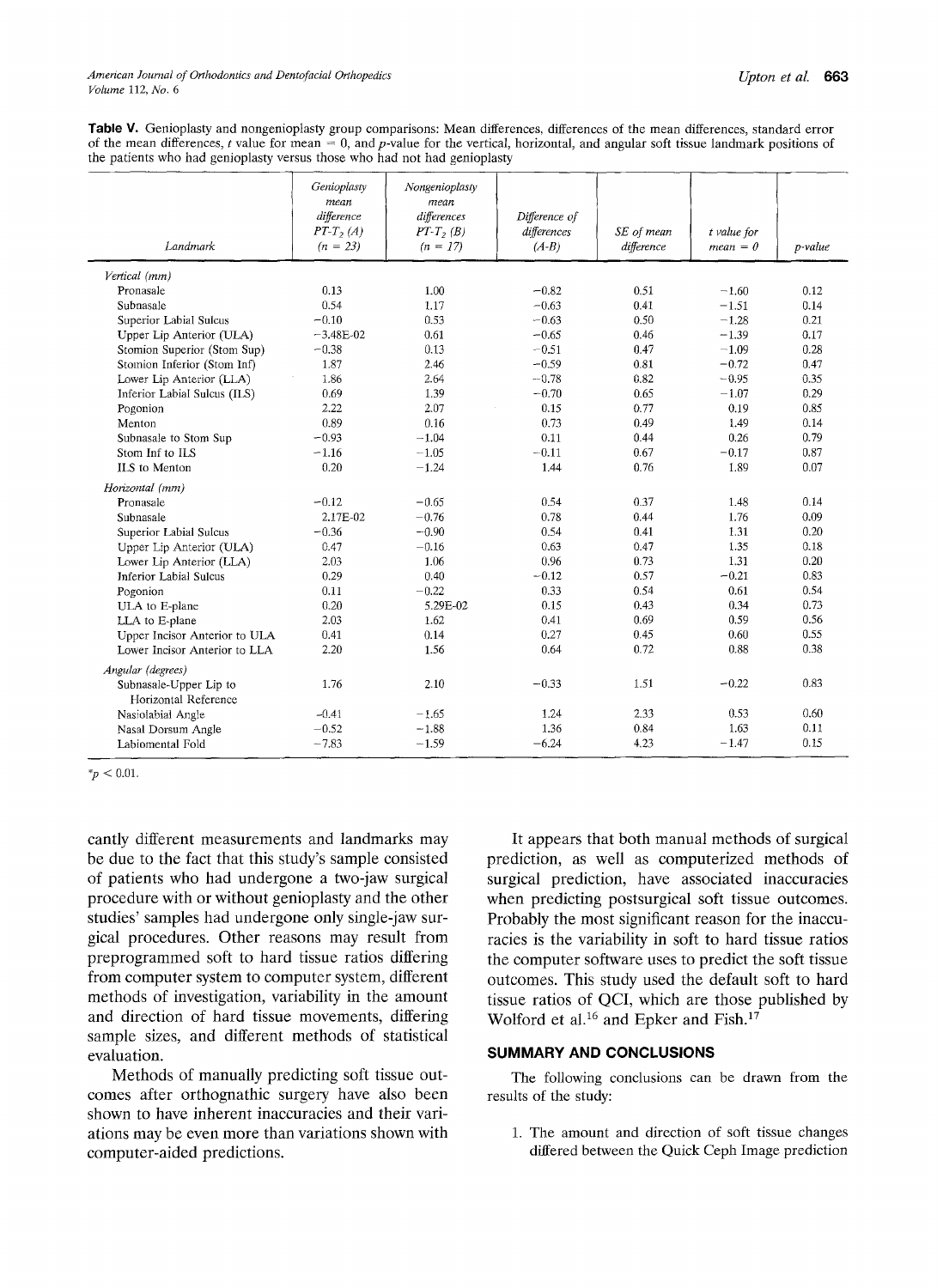**Table V.** Genioplasty and nongenioplasty group comparisons: Mean differences, differences of the mean differences, standard error of the mean differences, *t* value for mean = 0, and *p*-value for the vertical, horizontal, and angular soft tissue landmark positions of the patients who had genioplasty versus those who had not had genioplasty

| Landmark | Genioplasty mean difference $PT$-$T_2$ (A) (n = 23) | Nongenioplasty mean differences $PT$-$T_2$ (B) (n = 17) | Difference of differences (A-B) | SE of mean difference | t value for mean = 0 | p-value |
|---|---|---|---|---|---|---|
| *Vertical (mm)* | | | | | | |
| Pronasale | 0.13 | 1.00 | −0.82 | 0.51 | −1.60 | 0.12 |
| Subnasale | 0.54 | 1.17 | −0.63 | 0.41 | −1.51 | 0.14 |
| Superior Labial Sulcus | −0.10 | 0.53 | −0.63 | 0.50 | −1.28 | 0.21 |
| Upper Lip Anterior (ULA) | −3.48E-02 | 0.61 | −0.65 | 0.46 | −1.39 | 0.17 |
| Stomion Superior (Stom Sup) | −0.38 | 0.13 | −0.51 | 0.47 | −1.09 | 0.28 |
| Stomion Inferior (Stom Inf) | 1.87 | 2.46 | −0.59 | 0.81 | −0.72 | 0.47 |
| Lower Lip Anterior (LLA) | 1.86 | 2.64 | −0.78 | 0.82 | −0.95 | 0.35 |
| Inferior Labial Sulcus (ILS) | 0.69 | 1.39 | −0.70 | 0.65 | −1.07 | 0.29 |
| Pogonion | 2.22 | 2.07 | 0.15 | 0.77 | 0.19 | 0.85 |
| Menton | 0.89 | 0.16 | 0.73 | 0.49 | 1.49 | 0.14 |
| Subnasale to Stom Sup | −0.93 | −1.04 | 0.11 | 0.44 | 0.26 | 0.79 |
| Stom Inf to ILS | −1.16 | −1.05 | −0.11 | 0.67 | −0.17 | 0.87 |
| ILS to Menton | 0.20 | −1.24 | 1.44 | 0.76 | 1.89 | 0.07 |
| *Horizontal (mm)* | | | | | | |
| Pronasale | −0.12 | −0.65 | 0.54 | 0.37 | 1.48 | 0.14 |
| Subnasale | 2.17E-02 | −0.76 | 0.78 | 0.44 | 1.76 | 0.09 |
| Superior Labial Sulcus | −0.36 | −0.90 | 0.54 | 0.41 | 1.31 | 0.20 |
| Upper Lip Anterior (ULA) | 0.47 | −0.16 | 0.63 | 0.47 | 1.35 | 0.18 |
| Lower Lip Anterior (LLA) | 2.03 | 1.06 | 0.96 | 0.73 | 1.31 | 0.20 |
| Inferior Labial Sulcus | 0.29 | 0.40 | −0.12 | 0.57 | −0.21 | 0.83 |
| Pogonion | 0.11 | −0.22 | 0.33 | 0.54 | 0.61 | 0.54 |
| ULA to E-plane | 0.20 | 5.29E-02 | 0.15 | 0.43 | 0.34 | 0.73 |
| LLA to E-plane | 2.03 | 1.62 | 0.41 | 0.69 | 0.59 | 0.56 |
| Upper Incisor Anterior to ULA | 0.41 | 0.14 | 0.27 | 0.45 | 0.60 | 0.55 |
| Lower Incisor Anterior to LLA | 2.20 | 1.56 | 0.64 | 0.72 | 0.88 | 0.38 |
| *Angular (degrees)* | | | | | | |
| Subnasale-Upper Lip to Horizontal Reference | 1.76 | 2.10 | −0.33 | 1.51 | −0.22 | 0.83 |
| Nasiolabial Angle | −0.41 | −1.65 | 1.24 | 2.33 | 0.53 | 0.60 |
| Nasal Dorsum Angle | −0.52 | −1.88 | 1.36 | 0.84 | 1.63 | 0.11 |
| Labiomental Fold | −7.83 | −1.59 | −6.24 | 4.23 | −1.47 | 0.15 |

*$p < 0.01$.

cantly different measurements and landmarks may be due to the fact that this study's sample consisted of patients who had undergone a two-jaw surgical procedure with or without genioplasty and the other studies' samples had undergone only single-jaw surgical procedures. Other reasons may result from preprogrammed soft to hard tissue ratios differing from computer system to computer system, different methods of investigation, variability in the amount and direction of hard tissue movements, differing sample sizes, and different methods of statistical evaluation.

Methods of manually predicting soft tissue outcomes after orthognathic surgery have also been shown to have inherent inaccuracies and their variations may be even more than variations shown with computer-aided predictions.

It appears that both manual methods of surgical prediction, as well as computerized methods of surgical prediction, have associated inaccuracies when predicting postsurgical soft tissue outcomes. Probably the most significant reason for the inaccuracies is the variability in soft to hard tissue ratios the computer software uses to predict the soft tissue outcomes. This study used the default soft to hard tissue ratios of QCI, which are those published by Wolford et al.[16] and Epker and Fish.[17]

## SUMMARY AND CONCLUSIONS

The following conclusions can be drawn from the results of the study:

1. The amount and direction of soft tissue changes differed between the Quick Ceph Image prediction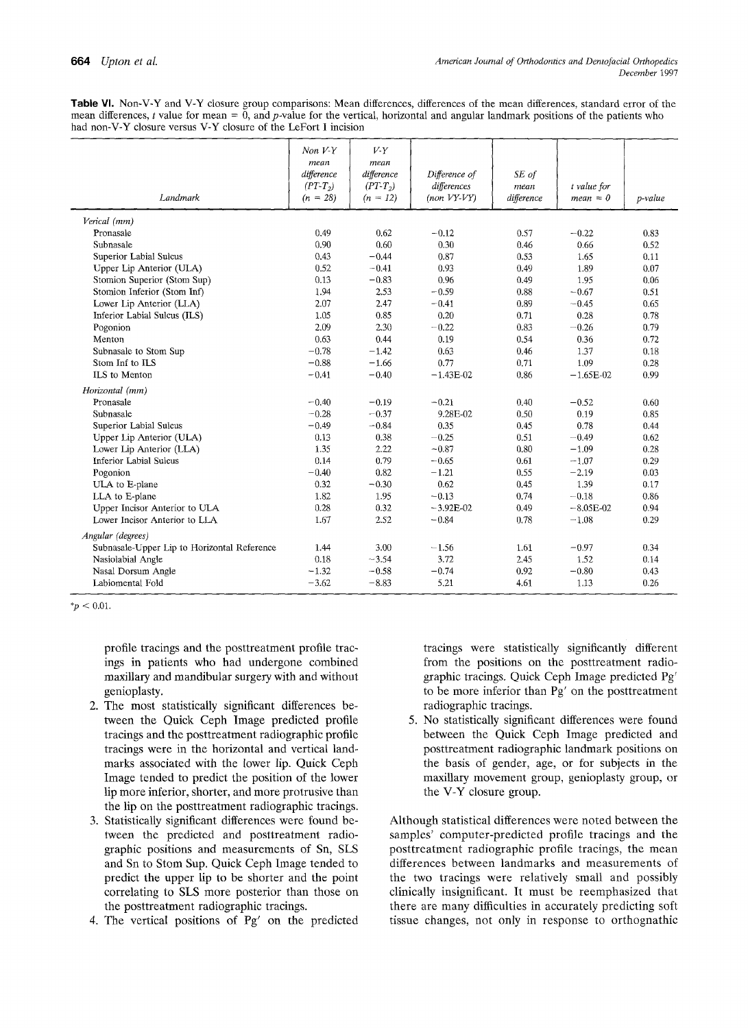**Table VI.** Non-V-Y and V-Y closure group comparisons: Mean differences, differences of the mean differences, standard error of the mean differences, *t* value for mean = 0, and *p*-value for the vertical, horizontal and angular landmark positions of the patients who had non-V-Y closure versus V-Y closure of the LeFort I incision

| Landmark | Non V-Y mean difference ($PT\text{-}T_2$) ($n = 28$) | V-Y mean difference ($PT\text{-}T_2$) ($n = 12$) | Difference of differences (non VY-VY) | SE of mean difference | t value for mean = 0 | p-value |
|---|---|---|---|---|---|---|
| *Verical (mm)* | | | | | | |
| Pronasale | 0.49 | 0.62 | −0.12 | 0.57 | −0.22 | 0.83 |
| Subnasale | 0.90 | 0.60 | 0.30 | 0.46 | 0.66 | 0.52 |
| Superior Labial Sulcus | 0.43 | −0.44 | 0.87 | 0.53 | 1.65 | 0.11 |
| Upper Lip Anterior (ULA) | 0.52 | −0.41 | 0.93 | 0.49 | 1.89 | 0.07 |
| Stomion Superior (Stom Sup) | 0.13 | −0.83 | 0.96 | 0.49 | 1.95 | 0.06 |
| Stomion Inferior (Stom Inf) | 1.94 | 2.53 | −0.59 | 0.88 | −0.67 | 0.51 |
| Lower Lip Anterior (LLA) | 2.07 | 2.47 | −0.41 | 0.89 | −0.45 | 0.65 |
| Inferior Labial Sulcus (ILS) | 1.05 | 0.85 | 0.20 | 0.71 | 0.28 | 0.78 |
| Pogonion | 2.09 | 2.30 | −0.22 | 0.83 | −0.26 | 0.79 |
| Menton | 0.63 | 0.44 | 0.19 | 0.54 | 0.36 | 0.72 |
| Subnasale to Stom Sup | −0.78 | −1.42 | 0.63 | 0.46 | 1.37 | 0.18 |
| Stom Inf to ILS | −0.88 | −1.66 | 0.77 | 0.71 | 1.09 | 0.28 |
| ILS to Menton | −0.41 | −0.40 | −1.43E-02 | 0.86 | −1.65E-02 | 0.99 |
| *Horizontal (mm)* | | | | | | |
| Pronasale | −0.40 | −0.19 | −0.21 | 0.40 | −0.52 | 0.60 |
| Subnasale | −0.28 | −0.37 | 9.28E-02 | 0.50 | 0.19 | 0.85 |
| Superior Labial Sulcus | −0.49 | −0.84 | 0.35 | 0.45 | 0.78 | 0.44 |
| Upper Lip Anterior (ULA) | 0.13 | 0.38 | −0.25 | 0.51 | −0.49 | 0.62 |
| Lower Lip Anterior (LLA) | 1.35 | 2.22 | −0.87 | 0.80 | −1.09 | 0.28 |
| Inferior Labial Sulcus | 0.14 | 0.79 | −0.65 | 0.61 | −1.07 | 0.29 |
| Pogonion | −0.40 | 0.82 | −1.21 | 0.55 | −2.19 | 0.03 |
| ULA to E-plane | 0.32 | −0.30 | 0.62 | 0.45 | 1.39 | 0.17 |
| LLA to E-plane | 1.82 | 1.95 | −0.13 | 0.74 | −0.18 | 0.86 |
| Upper Incisor Anterior to ULA | 0.28 | 0.32 | −3.92E-02 | 0.49 | −8.05E-02 | 0.94 |
| Lower Incisor Anterior to LLA | 1.67 | 2.52 | −0.84 | 0.78 | −1.08 | 0.29 |
| *Angular (degrees)* | | | | | | |
| Subnasale-Upper Lip to Horizontal Reference | 1.44 | 3.00 | −1.56 | 1.61 | −0.97 | 0.34 |
| Nasiolabial Angle | 0.18 | −3.54 | 3.72 | 2.45 | 1.52 | 0.14 |
| Nasal Dorsum Angle | −1.32 | −0.58 | −0.74 | 0.92 | −0.80 | 0.43 |
| Labiomental Fold | −3.62 | −8.83 | 5.21 | 4.61 | 1.13 | 0.26 |

*$p < 0.01$.

profile tracings and the posttreatment profile tracings in patients who had undergone combined maxillary and mandibular surgery with and without genioplasty.

2. The most statistically significant differences between the Quick Ceph Image predicted profile tracings and the posttreatment radiographic profile tracings were in the horizontal and vertical landmarks associated with the lower lip. Quick Ceph Image tended to predict the position of the lower lip more inferior, shorter, and more protrusive than the lip on the posttreatment radiographic tracings.
3. Statistically significant differences were found between the predicted and posttreatment radiographic positions and measurements of Sn, SLS and Sn to Stom Sup. Quick Ceph Image tended to predict the upper lip to be shorter and the point correlating to SLS more posterior than those on the posttreatment radiographic tracings.
4. The vertical positions of Pg′ on the predicted tracings were statistically significantly different from the positions on the posttreatment radiographic tracings. Quick Ceph Image predicted Pg′ to be more inferior than Pg′ on the posttreatment radiographic tracings.
5. No statistically significant differences were found between the Quick Ceph Image predicted and posttreatment radiographic landmark positions on the basis of gender, age, or for subjects in the maxillary movement group, genioplasty group, or the V-Y closure group.

Although statistical differences were noted between the samples' computer-predicted profile tracings and the posttreatment radiographic profile tracings, the mean differences between landmarks and measurements of the two tracings were relatively small and possibly clinically insignificant. It must be reemphasized that there are many difficulties in accurately predicting soft tissue changes, not only in response to orthognathic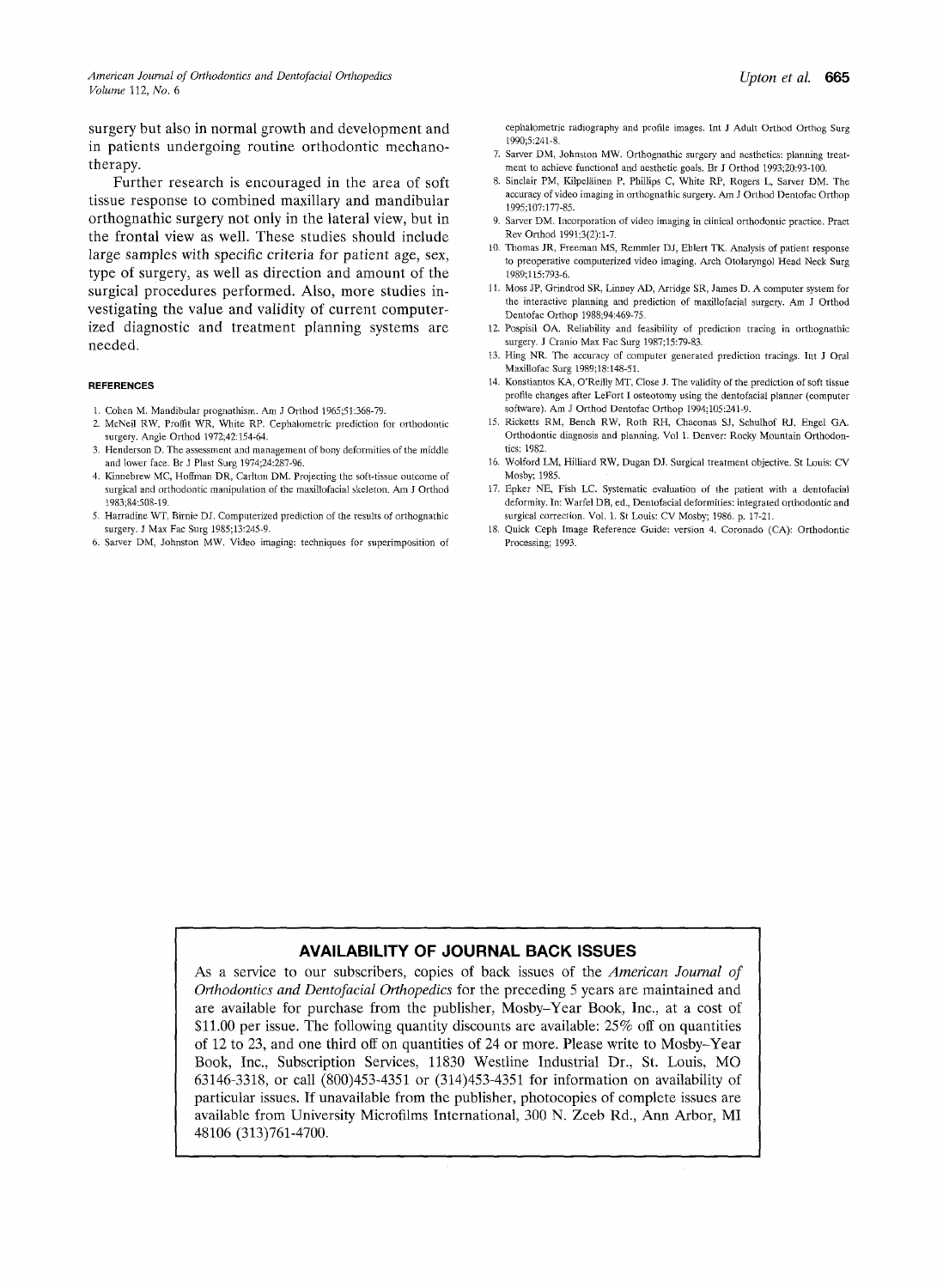surgery but also in normal growth and development and in patients undergoing routine orthodontic mechanotherapy.

Further research is encouraged in the area of soft tissue response to combined maxillary and mandibular orthognathic surgery not only in the lateral view, but in the frontal view as well. These studies should include large samples with specific criteria for patient age, sex, type of surgery, as well as direction and amount of the surgical procedures performed. Also, more studies investigating the value and validity of current computerized diagnostic and treatment planning systems are needed.

## REFERENCES

1. Cohen M. Mandibular prognathism. Am J Orthod 1965;51:368-79.
2. McNeil RW, Proffit WR, White RP. Cephalometric prediction for orthodontic surgery. Angle Orthod 1972;42:154-64.
3. Henderson D. The assessment and management of bony deformities of the middle and lower face. Br J Plast Surg 1974;24:287-96.
4. Kinnebrew MC, Hoffman DR, Carlton DM. Projecting the soft-tissue outcome of surgical and orthodontic manipulation of the maxillofacial skeleton. Am J Orthod 1983;84:508-19.
5. Harradine WT, Birnie DJ. Computerized prediction of the results of orthognathic surgery. J Max Fac Surg 1985;13:245-9.
6. Sarver DM, Johnston MW. Video imaging: techniques for superimposition of cephalometric radiography and profile images. Int J Adult Orthod Orthog Surg 1990;5:241-8.
7. Sarver DM, Johnston MW. Orthognathic surgery and aesthetics: planning treatment to achieve functional and aesthetic goals. Br J Orthod 1993;20:93-100.
8. Sinclair PM, Kilpeläinen P, Phillips C, White RP, Rogers L, Sarver DM. The accuracy of video imaging in orthognathic surgery. Am J Orthod Dentofac Orthop 1995;107:177-85.
9. Sarver DM. Incorporation of video imaging in clinical orthodontic practice. Pract Rev Orthod 1991;3(2):1-7.
10. Thomas JR, Freeman MS, Remmler DJ, Ehlert TK. Analysis of patient response to preoperative computerized video imaging. Arch Otolaryngol Head Neck Surg 1989;115:793-6.
11. Moss JP, Grindrod SR, Linney AD, Arridge SR, James D. A computer system for the interactive planning and prediction of maxillofacial surgery. Am J Orthod Dentofac Orthop 1988;94:469-75.
12. Pospisil OA. Reliability and feasibility of prediction tracing in orthognathic surgery. J Cranio Max Fac Surg 1987;15:79-83.
13. Hing NR. The accuracy of computer generated prediction tracings. Int J Oral Maxillofac Surg 1989;18:148-51.
14. Konstiantos KA, O'Reilly MT, Close J. The validity of the prediction of soft tissue profile changes after LeFort I osteotomy using the dentofacial planner (computer software). Am J Orthod Dentofac Orthop 1994;105:241-9.
15. Ricketts RM, Bench RW, Roth RH, Chaconas SJ, Schulhof RJ, Engel GA. Orthodontic diagnosis and planning. Vol 1. Denver: Rocky Mountain Orthodontics; 1982.
16. Wolford LM, Hilliard RW, Dugan DJ. Surgical treatment objective. St Louis: CV Mosby; 1985.
17. Epker NE, Fish LC. Systematic evaluation of the patient with a dentofacial deformity. In: Warfel DB, ed., Dentofacial deformities: integrated orthodontic and surgical correction. Vol. 1. St Louis: CV Mosby; 1986. p. 17-21.
18. Quick Ceph Image Reference Guide: version 4. Coronado (CA): Orthodontic Processing; 1993.

---

## AVAILABILITY OF JOURNAL BACK ISSUES

As a service to our subscribers, copies of back issues of the *American Journal of Orthodontics and Dentofacial Orthopedics* for the preceding 5 years are maintained and are available for purchase from the publisher, Mosby–Year Book, Inc., at a cost of $11.00 per issue. The following quantity discounts are available: 25% off on quantities of 12 to 23, and one third off on quantities of 24 or more. Please write to Mosby–Year Book, Inc., Subscription Services, 11830 Westline Industrial Dr., St. Louis, MO 63146-3318, or call (800)453-4351 or (314)453-4351 for information on availability of particular issues. If unavailable from the publisher, photocopies of complete issues are available from University Microfilms International, 300 N. Zeeb Rd., Ann Arbor, MI 48106 (313)761-4700.